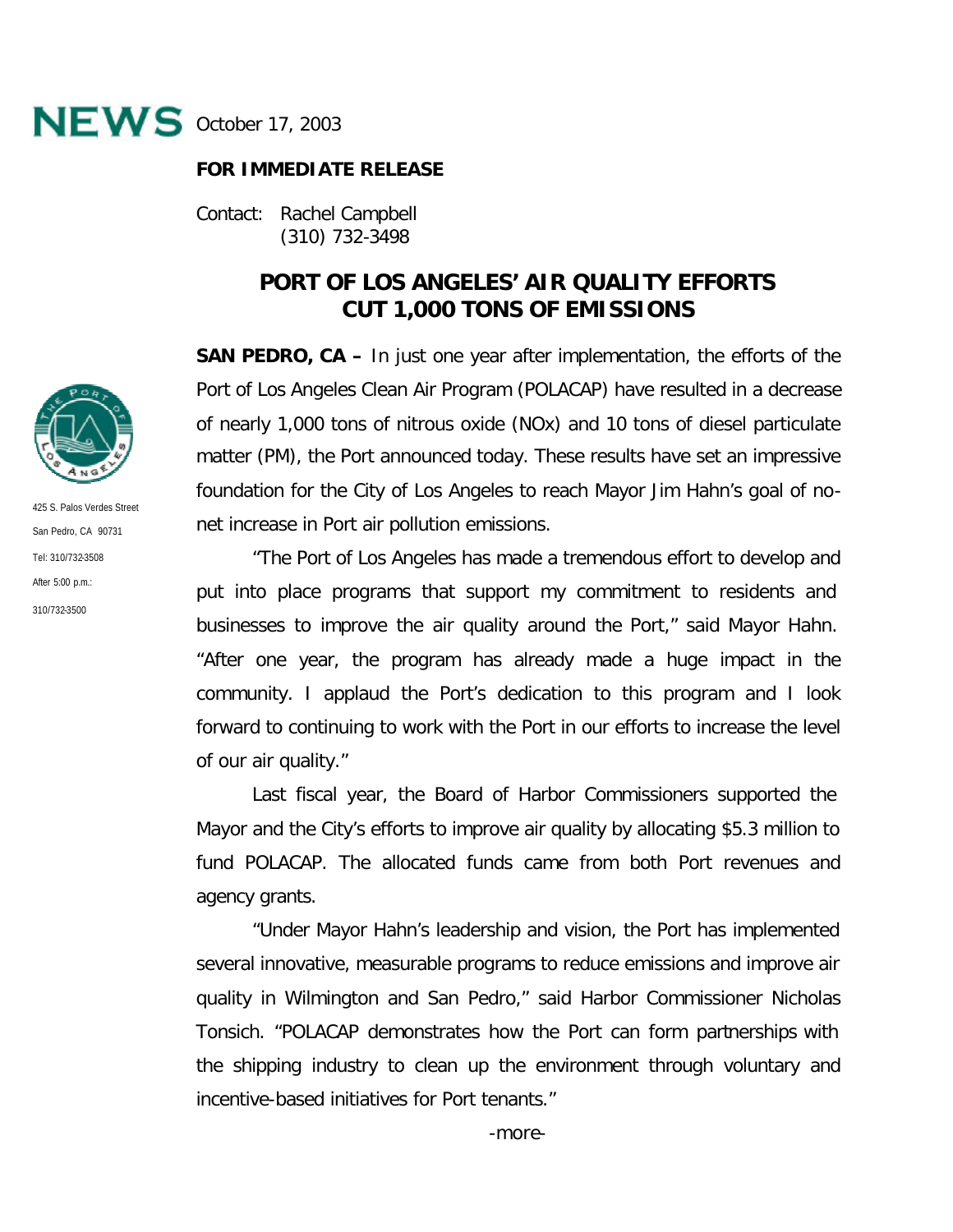**NEWS** October 17, 2003

**FOR IMMEDIATE RELEASE**

Contact: Rachel Campbell
(310) 732-3498

425 S. Palos Verdes Street
San Pedro, CA 90731
Tel: 310/732-3508
After 5:00 p.m.:
310/732-3500

# PORT OF LOS ANGELES' AIR QUALITY EFFORTS CUT 1,000 TONS OF EMISSIONS

**SAN PEDRO, CA –** In just one year after implementation, the efforts of the Port of Los Angeles Clean Air Program (POLACAP) have resulted in a decrease of nearly 1,000 tons of nitrous oxide (NOx) and 10 tons of diesel particulate matter (PM), the Port announced today. These results have set an impressive foundation for the City of Los Angeles to reach Mayor Jim Hahn's goal of no-net increase in Port air pollution emissions.

"The Port of Los Angeles has made a tremendous effort to develop and put into place programs that support my commitment to residents and businesses to improve the air quality around the Port," said Mayor Hahn. "After one year, the program has already made a huge impact in the community. I applaud the Port's dedication to this program and I look forward to continuing to work with the Port in our efforts to increase the level of our air quality."

Last fiscal year, the Board of Harbor Commissioners supported the Mayor and the City's efforts to improve air quality by allocating $5.3 million to fund POLACAP. The allocated funds came from both Port revenues and agency grants.

"Under Mayor Hahn's leadership and vision, the Port has implemented several innovative, measurable programs to reduce emissions and improve air quality in Wilmington and San Pedro," said Harbor Commissioner Nicholas Tonsich. "POLACAP demonstrates how the Port can form partnerships with the shipping industry to clean up the environment through voluntary and incentive-based initiatives for Port tenants."

-more-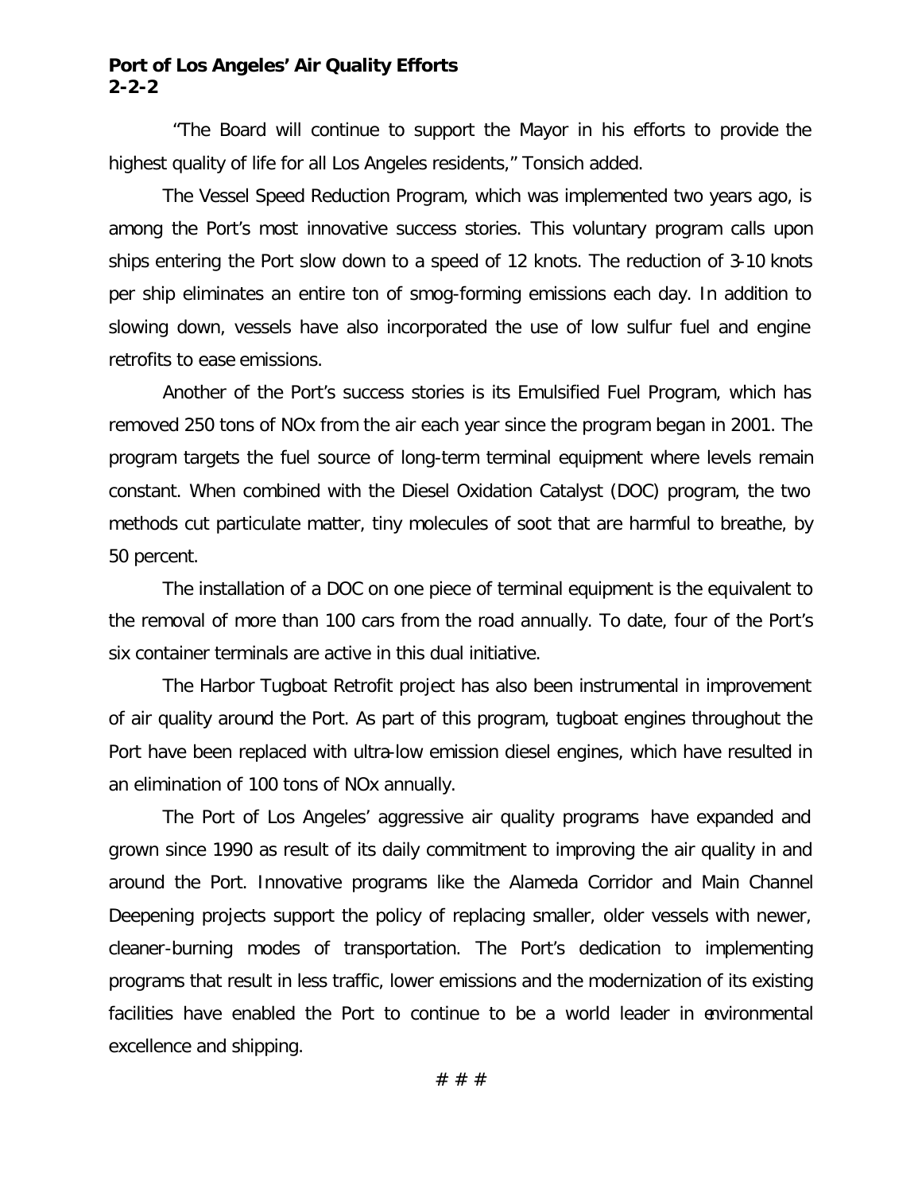"The Board will continue to support the Mayor in his efforts to provide the highest quality of life for all Los Angeles residents," Tonsich added.

The Vessel Speed Reduction Program, which was implemented two years ago, is among the Port's most innovative success stories. This voluntary program calls upon ships entering the Port slow down to a speed of 12 knots. The reduction of 3-10 knots per ship eliminates an entire ton of smog-forming emissions each day. In addition to slowing down, vessels have also incorporated the use of low sulfur fuel and engine retrofits to ease emissions.

Another of the Port's success stories is its Emulsified Fuel Program, which has removed 250 tons of NOx from the air each year since the program began in 2001. The program targets the fuel source of long-term terminal equipment where levels remain constant. When combined with the Diesel Oxidation Catalyst (DOC) program, the two methods cut particulate matter, tiny molecules of soot that are harmful to breathe, by 50 percent.

The installation of a DOC on one piece of terminal equipment is the equivalent to the removal of more than 100 cars from the road annually. To date, four of the Port's six container terminals are active in this dual initiative.

The Harbor Tugboat Retrofit project has also been instrumental in improvement of air quality around the Port. As part of this program, tugboat engines throughout the Port have been replaced with ultra-low emission diesel engines, which have resulted in an elimination of 100 tons of NOx annually.

The Port of Los Angeles' aggressive air quality programs have expanded and grown since 1990 as result of its daily commitment to improving the air quality in and around the Port. Innovative programs like the Alameda Corridor and Main Channel Deepening projects support the policy of replacing smaller, older vessels with newer, cleaner-burning modes of transportation. The Port's dedication to implementing programs that result in less traffic, lower emissions and the modernization of its existing facilities have enabled the Port to continue to be a world leader in environmental excellence and shipping.

# # #